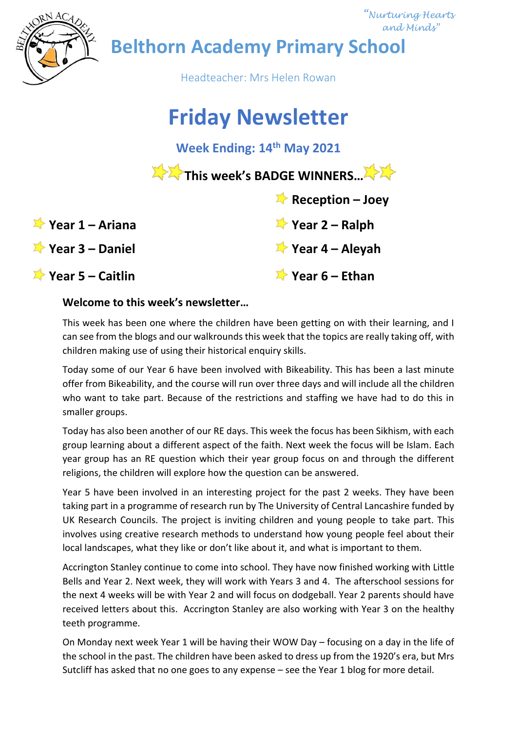"Nurturing Hearts and Minds"

# Belthorn Academy Primary School

Headteacher: Mrs Helen Rowan

# Friday Newsletter

## Week Ending: 14th May 2021

### This week's BADGE WINNERS…

- **Reception – Joey**
- **Year 1 – Ariana**
- **Year 2 – Ralph**
- **Year 3 – Daniel**
- **Year 4 – Aleyah**
- **Year 5 – Caitlin**
- **Year 6 – Ethan**

**Welcome to this week's newsletter…**

This week has been one where the children have been getting on with their learning, and I can see from the blogs and our walkrounds this week that the topics are really taking off, with children making use of using their historical enquiry skills.

Today some of our Year 6 have been involved with Bikeability. This has been a last minute offer from Bikeability, and the course will run over three days and will include all the children who want to take part. Because of the restrictions and staffing we have had to do this in smaller groups.

Today has also been another of our RE days. This week the focus has been Sikhism, with each group learning about a different aspect of the faith. Next week the focus will be Islam. Each year group has an RE question which their year group focus on and through the different religions, the children will explore how the question can be answered.

Year 5 have been involved in an interesting project for the past 2 weeks. They have been taking part in a programme of research run by The University of Central Lancashire funded by UK Research Councils. The project is inviting children and young people to take part. This involves using creative research methods to understand how young people feel about their local landscapes, what they like or don't like about it, and what is important to them.

Accrington Stanley continue to come into school. They have now finished working with Little Bells and Year 2. Next week, they will work with Years 3 and 4. The afterschool sessions for the next 4 weeks will be with Year 2 and will focus on dodgeball. Year 2 parents should have received letters about this. Accrington Stanley are also working with Year 3 on the healthy teeth programme.

On Monday next week Year 1 will be having their WOW Day – focusing on a day in the life of the school in the past. The children have been asked to dress up from the 1920's era, but Mrs Sutcliff has asked that no one goes to any expense – see the Year 1 blog for more detail.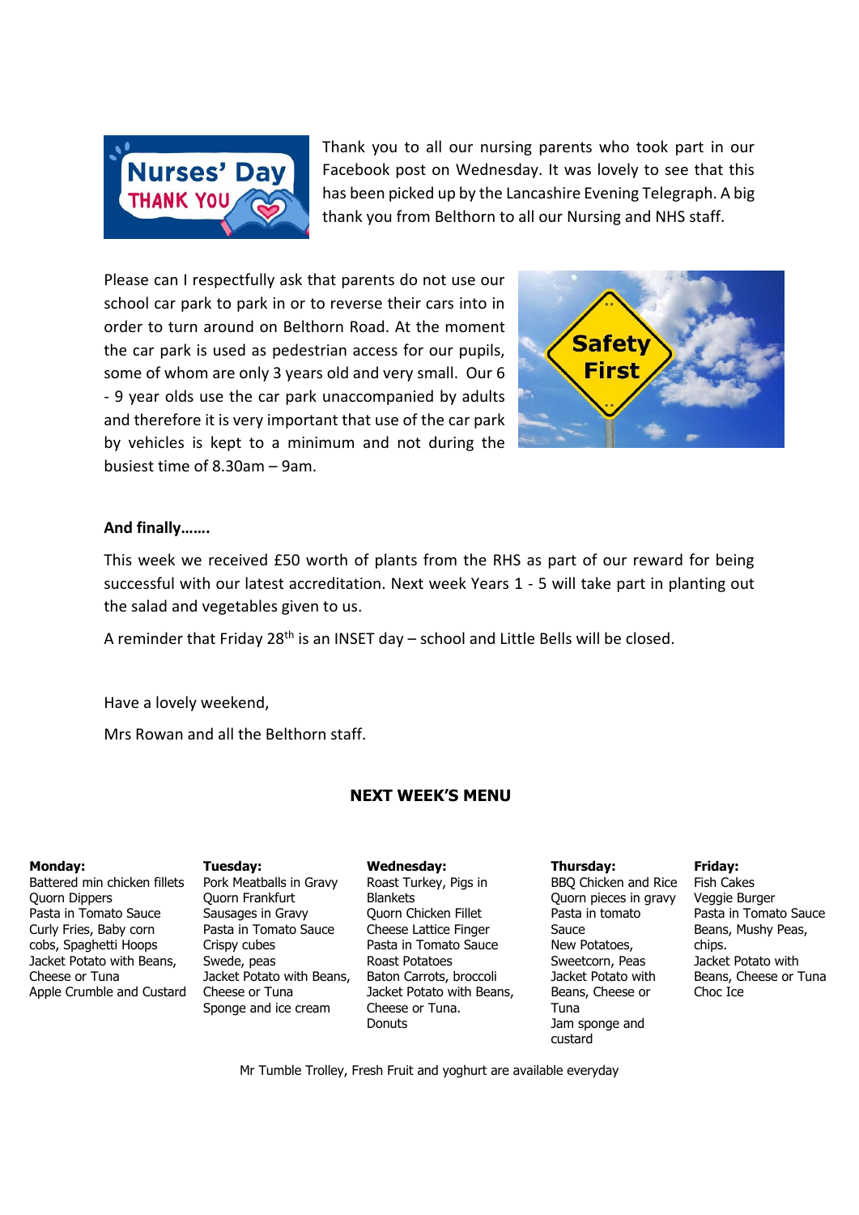Thank you to all our nursing parents who took part in our Facebook post on Wednesday. It was lovely to see that this has been picked up by the Lancashire Evening Telegraph. A big thank you from Belthorn to all our Nursing and NHS staff.

Please can I respectfully ask that parents do not use our school car park to park in or to reverse their cars into in order to turn around on Belthorn Road. At the moment the car park is used as pedestrian access for our pupils, some of whom are only 3 years old and very small. Our 6 - 9 year olds use the car park unaccompanied by adults and therefore it is very important that use of the car park by vehicles is kept to a minimum and not during the busiest time of 8.30am – 9am.

**And finally…….**

This week we received £50 worth of plants from the RHS as part of our reward for being successful with our latest accreditation. Next week Years 1 - 5 will take part in planting out the salad and vegetables given to us.

A reminder that Friday 28th is an INSET day – school and Little Bells will be closed.

Have a lovely weekend,

Mrs Rowan and all the Belthorn staff.

## NEXT WEEK'S MENU

**Monday:**
Battered min chicken fillets
Quorn Dippers
Pasta in Tomato Sauce
Curly Fries, Baby corn cobs, Spaghetti Hoops
Jacket Potato with Beans, Cheese or Tuna
Apple Crumble and Custard

**Tuesday:**
Pork Meatballs in Gravy
Quorn Frankfurt
Sausages in Gravy
Pasta in Tomato Sauce
Crispy cubes
Swede, peas
Jacket Potato with Beans, Cheese or Tuna
Sponge and ice cream

**Wednesday:**
Roast Turkey, Pigs in Blankets
Quorn Chicken Fillet
Cheese Lattice Finger
Pasta in Tomato Sauce
Roast Potatoes
Baton Carrots, broccoli
Jacket Potato with Beans, Cheese or Tuna.
Donuts

**Thursday:**
BBQ Chicken and Rice
Quorn pieces in gravy
Pasta in tomato Sauce
New Potatoes, Sweetcorn, Peas
Jacket Potato with Beans, Cheese or Tuna
Jam sponge and custard

**Friday:**
Fish Cakes
Veggie Burger
Pasta in Tomato Sauce
Beans, Mushy Peas, chips.
Jacket Potato with Beans, Cheese or Tuna
Choc Ice

Mr Tumble Trolley, Fresh Fruit and yoghurt are available everyday